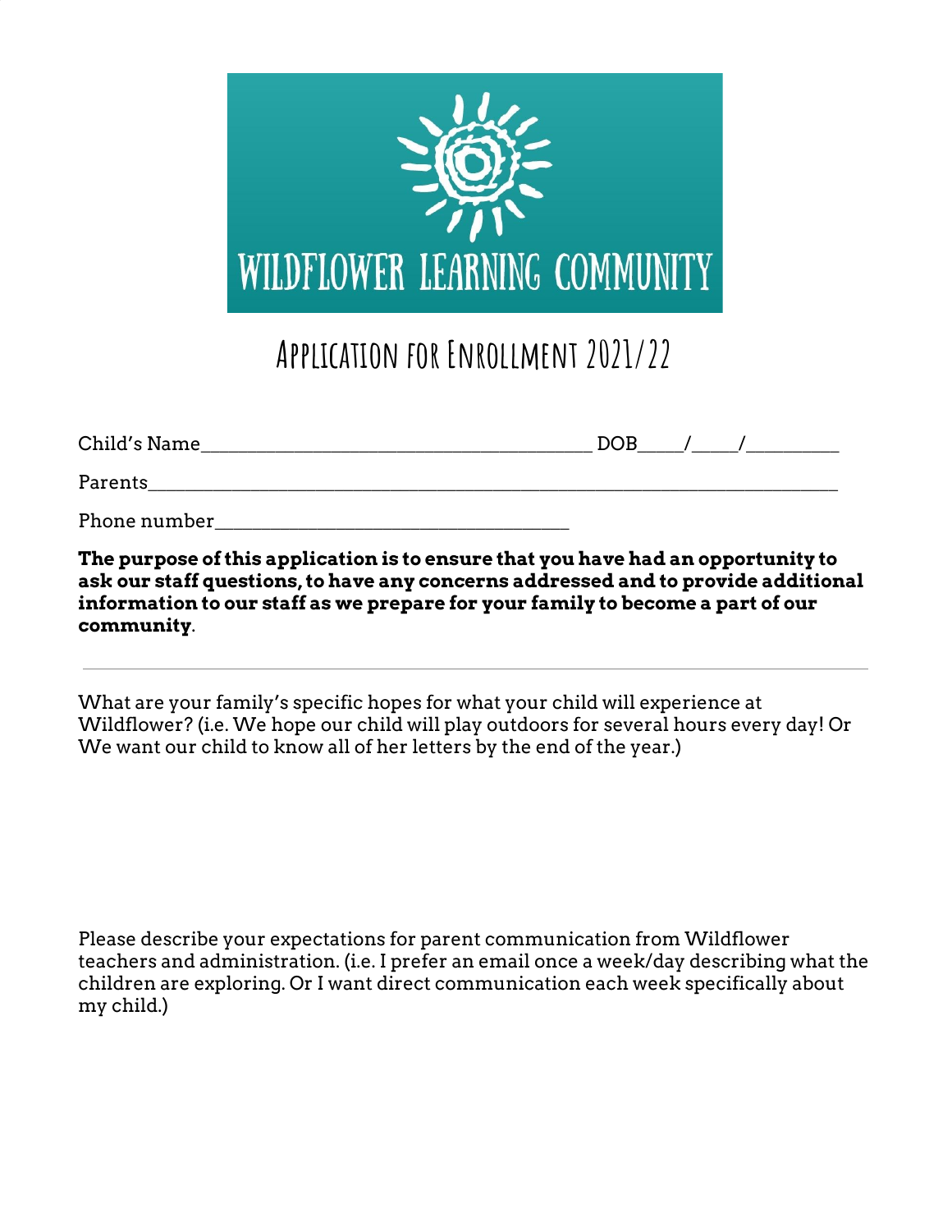# WILDFLOWER LEARNING COMMUNITY

## Application for Enrollment 2021/22

Child's Name_______________________________________ DOB____/____/_________

Parents_________________________________________________________________

Phone number___________________________________

**The purpose of this application is to ensure that you have had an opportunity to ask our staff questions, to have any concerns addressed and to provide additional information to our staff as we prepare for your family to become a part of our community**.

---

What are your family's specific hopes for what your child will experience at Wildflower? (i.e. We hope our child will play outdoors for several hours every day! Or We want our child to know all of her letters by the end of the year.)

Please describe your expectations for parent communication from Wildflower teachers and administration. (i.e. I prefer an email once a week/day describing what the children are exploring. Or I want direct communication each week specifically about my child.)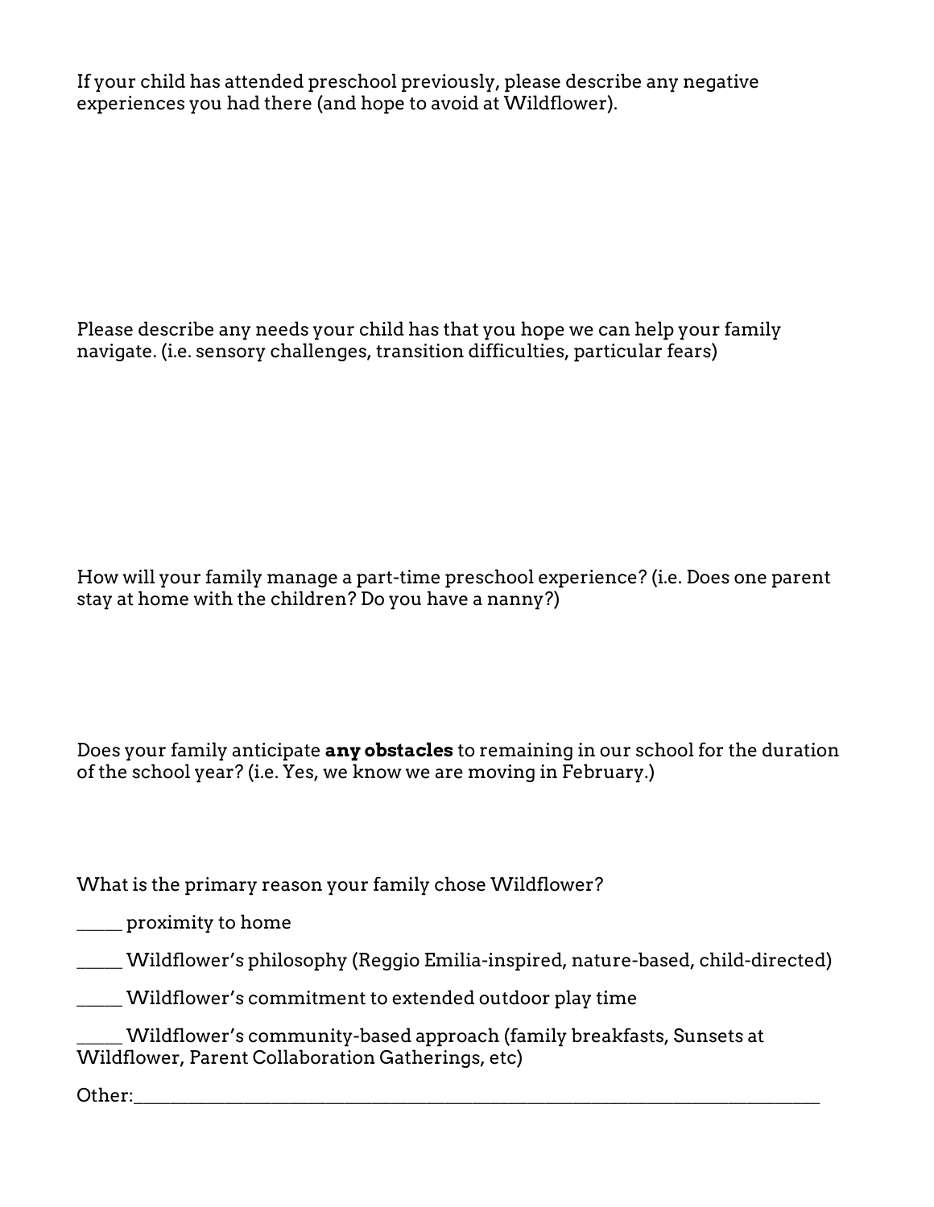If your child has attended preschool previously, please describe any negative experiences you had there (and hope to avoid at Wildflower).

Please describe any needs your child has that you hope we can help your family navigate. (i.e. sensory challenges, transition difficulties, particular fears)

How will your family manage a part-time preschool experience? (i.e. Does one parent stay at home with the children? Do you have a nanny?)

Does your family anticipate **any obstacles** to remaining in our school for the duration of the school year? (i.e. Yes, we know we are moving in February.)

What is the primary reason your family chose Wildflower?

_____ proximity to home

_____ Wildflower's philosophy (Reggio Emilia-inspired, nature-based, child-directed)

_____ Wildflower's commitment to extended outdoor play time

_____ Wildflower's community-based approach (family breakfasts, Sunsets at Wildflower, Parent Collaboration Gatherings, etc)

Other:_____________________________________________________________________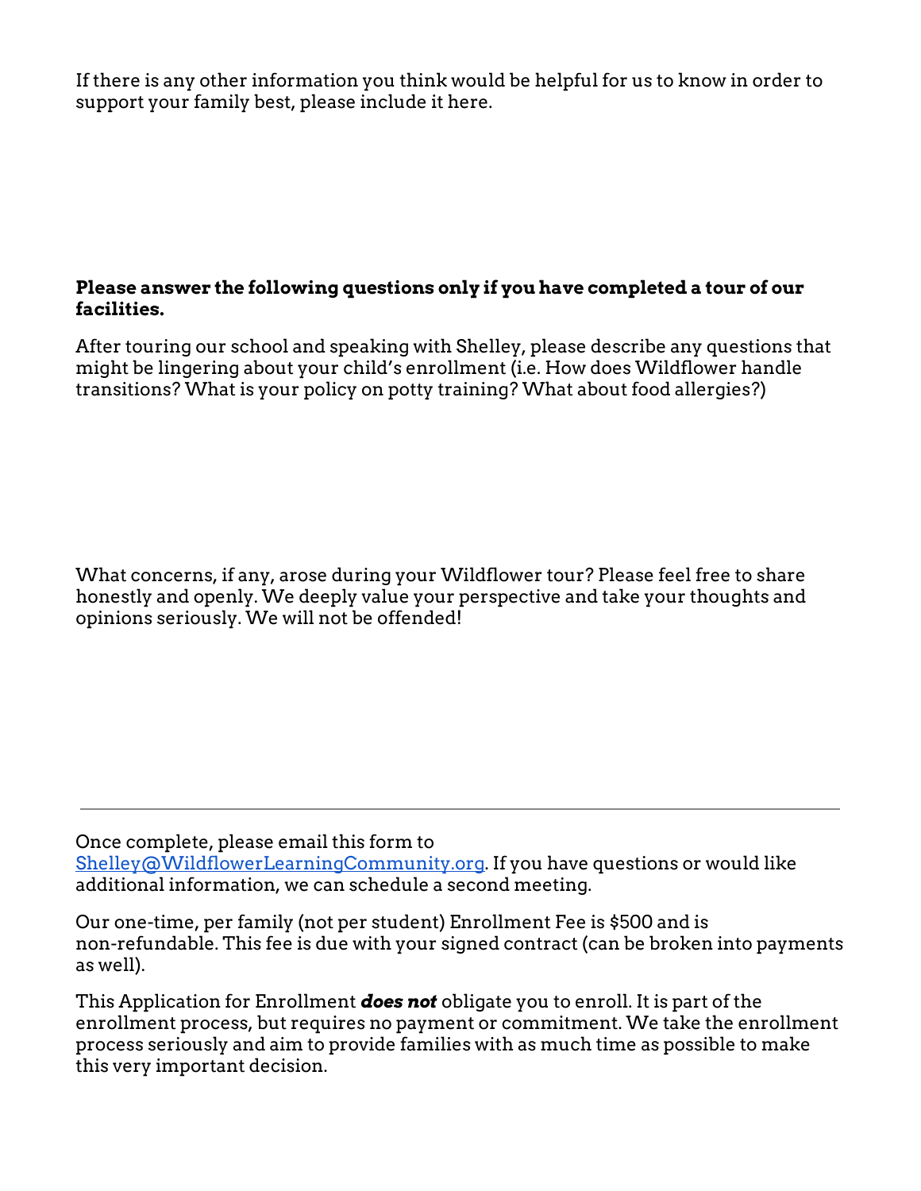If there is any other information you think would be helpful for us to know in order to support your family best, please include it here.

**Please answer the following questions only if you have completed a tour of our facilities.**

After touring our school and speaking with Shelley, please describe any questions that might be lingering about your child's enrollment (i.e. How does Wildflower handle transitions? What is your policy on potty training? What about food allergies?)

What concerns, if any, arose during your Wildflower tour? Please feel free to share honestly and openly. We deeply value your perspective and take your thoughts and opinions seriously. We will not be offended!

---

Once complete, please email this form to [Shelley@WildflowerLearningCommunity.org](mailto:Shelley@WildflowerLearningCommunity.org). If you have questions or would like additional information, we can schedule a second meeting.

Our one-time, per family (not per student) Enrollment Fee is $500 and is non-refundable. This fee is due with your signed contract (can be broken into payments as well).

This Application for Enrollment ***does not*** obligate you to enroll. It is part of the enrollment process, but requires no payment or commitment. We take the enrollment process seriously and aim to provide families with as much time as possible to make this very important decision.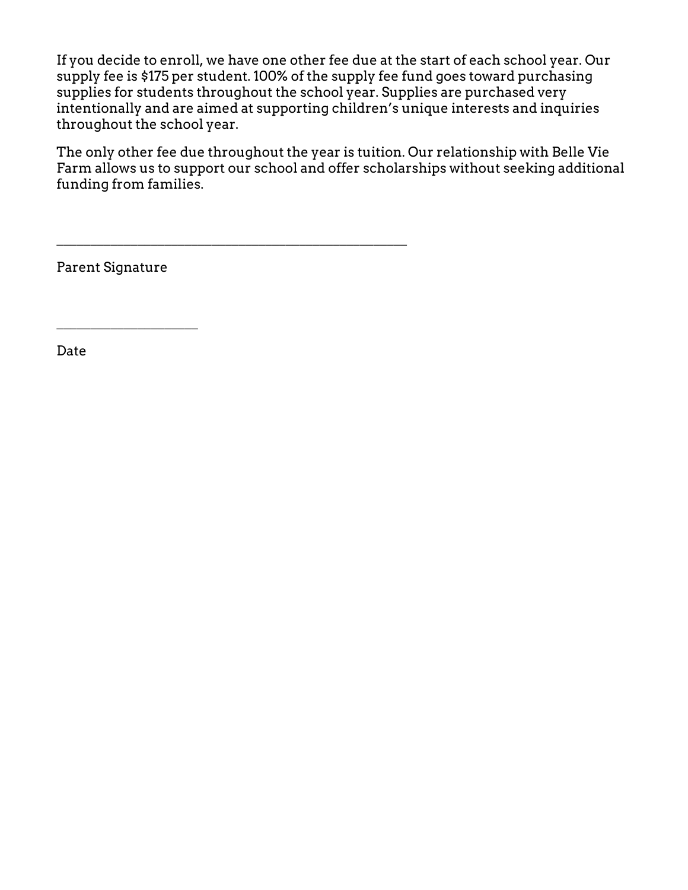If you decide to enroll, we have one other fee due at the start of each school year. Our supply fee is $175 per student. 100% of the supply fee fund goes toward purchasing supplies for students throughout the school year. Supplies are purchased very intentionally and are aimed at supporting children's unique interests and inquiries throughout the school year.

The only other fee due throughout the year is tuition. Our relationship with Belle Vie Farm allows us to support our school and offer scholarships without seeking additional funding from families.

_____________________________________________

Parent Signature

__________________

Date